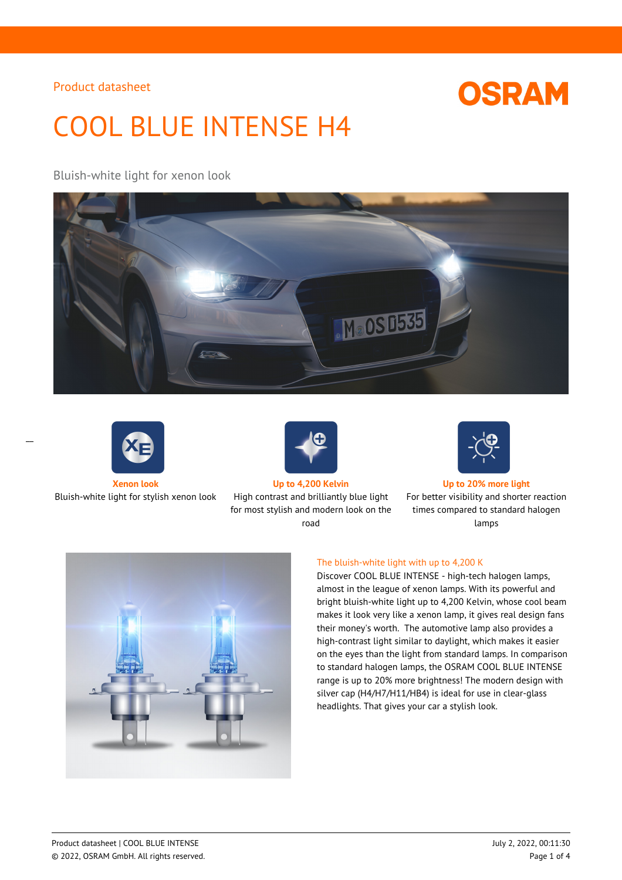Product datasheet

# COOL BLUE INTENSE H4

Bluish-white light for xenon look

**Xenon look**
Bluish-white light for stylish xenon look

**Up to 4,200 Kelvin**
High contrast and brilliantly blue light for most stylish and modern look on the road

**Up to 20% more light**
For better visibility and shorter reaction times compared to standard halogen lamps

## The bluish-white light with up to 4,200 K

Discover COOL BLUE INTENSE - high-tech halogen lamps, almost in the league of xenon lamps. With its powerful and bright bluish-white light up to 4,200 Kelvin, whose cool beam makes it look very like a xenon lamp, it gives real design fans their money's worth. The automotive lamp also provides a high-contrast light similar to daylight, which makes it easier on the eyes than the light from standard lamps. In comparison to standard halogen lamps, the OSRAM COOL BLUE INTENSE range is up to 20% more brightness! The modern design with silver cap (H4/H7/H11/HB4) is ideal for use in clear-glass headlights. That gives your car a stylish look.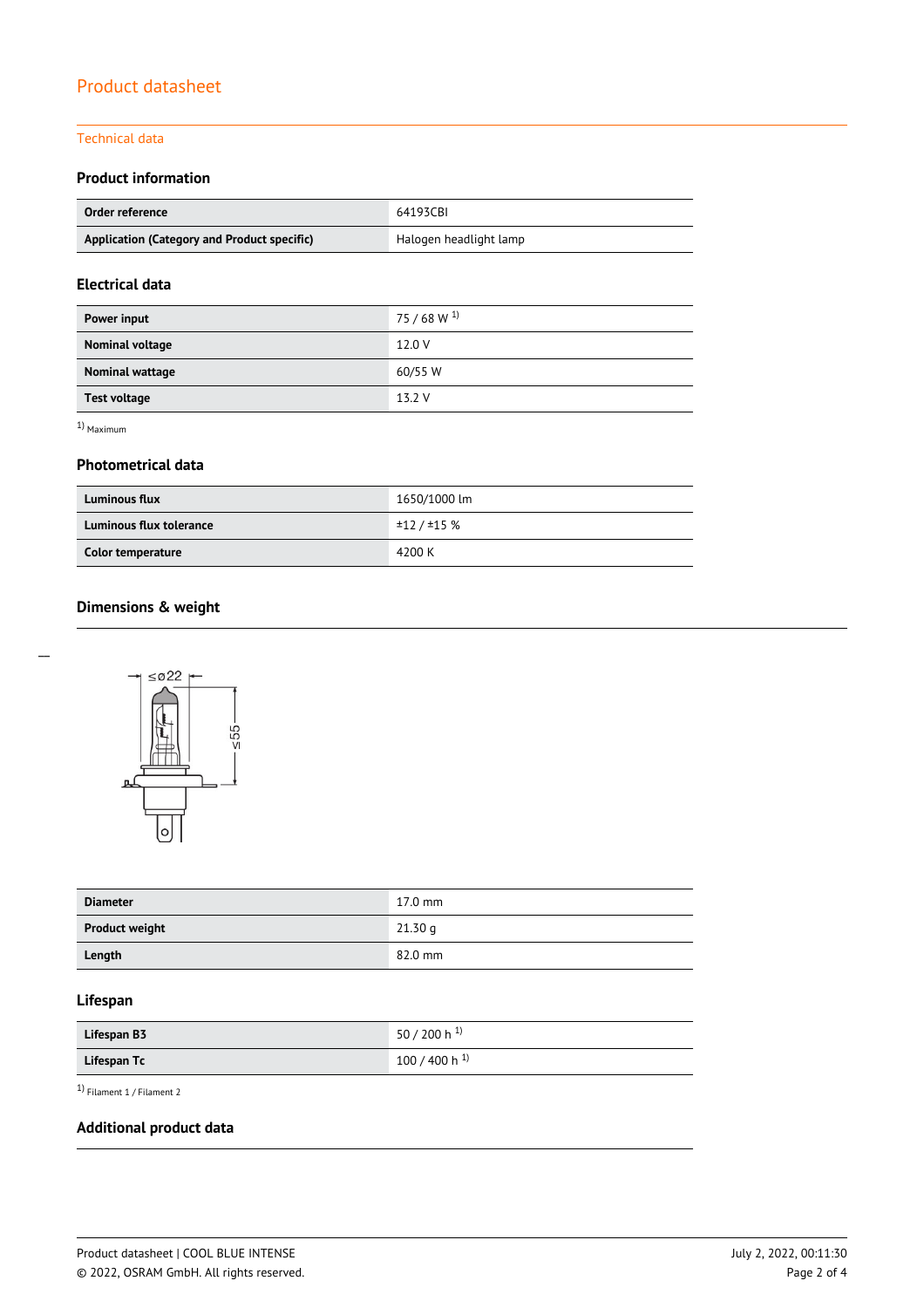# Product datasheet

## Technical data

### Product information

| | |
|---|---|
| **Order reference** | 64193CBI |
| **Application (Category and Product specific)** | Halogen headlight lamp |

### Electrical data

| | |
|---|---|
| **Power input** | 75 / 68 W [1] |
| **Nominal voltage** | 12.0 V |
| **Nominal wattage** | 60/55 W |
| **Test voltage** | 13.2 V |

[1] Maximum

### Photometrical data

| | |
|---|---|
| **Luminous flux** | 1650/1000 lm |
| **Luminous flux tolerance** | ±12 / ±15 % |
| **Color temperature** | 4200 K |

### Dimensions & weight

≤ø22

≤55

| | |
|---|---|
| **Diameter** | 17.0 mm |
| **Product weight** | 21.30 g |
| **Length** | 82.0 mm |

### Lifespan

| | |
|---|---|
| **Lifespan B3** | 50 / 200 h [1] |
| **Lifespan Tc** | 100 / 400 h [1] |

[1] Filament 1 / Filament 2

### Additional product data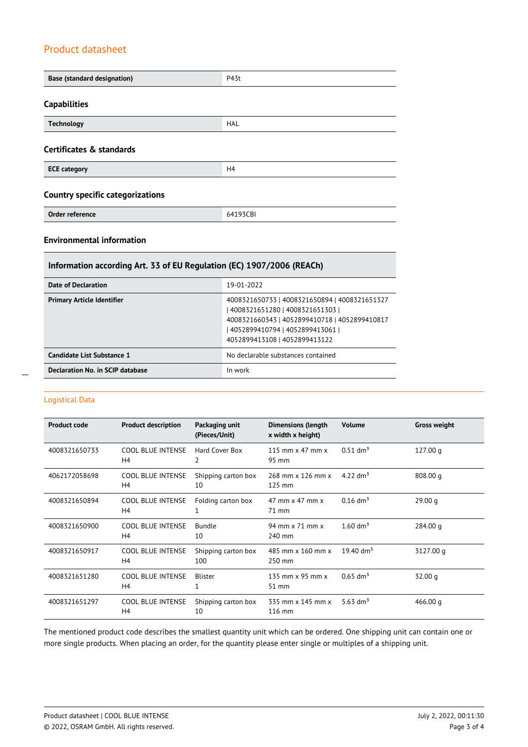| Base (standard designation) | P43t |
|---|---|

### Capabilities

| Technology | HAL |
|---|---|

### Certificates & standards

| ECE category | H4 |
|---|---|

### Country specific categorizations

| Order reference | 64193CBI |
|---|---|

### Environmental information

| Information according Art. 33 of EU Regulation (EC) 1907/2006 (REACh) | |
|---|---|
| Date of Declaration | 19-01-2022 |
| Primary Article Identifier | 4008321650733 \| 4008321650894 \| 4008321651327 \| 4008321651280 \| 4008321651303 \| 4008321660343 \| 4052899410718 \| 4052899410817 \| 4052899410794 \| 4052899413061 \| 4052899413108 \| 4052899413122 |
| Candidate List Substance 1 | No declarable substances contained |
| Declaration No. in SCIP database | In work |

## Logistical Data

| Product code | Product description | Packaging unit (Pieces/Unit) | Dimensions (length x width x height) | Volume | Gross weight |
|---|---|---|---|---|---|
| 4008321650733 | COOL BLUE INTENSE H4 | Hard Cover Box 2 | 115 mm x 47 mm x 95 mm | 0.51 dm³ | 127.00 g |
| 4062172058698 | COOL BLUE INTENSE H4 | Shipping carton box 10 | 268 mm x 126 mm x 125 mm | 4.22 dm³ | 808.00 g |
| 4008321650894 | COOL BLUE INTENSE H4 | Folding carton box 1 | 47 mm x 47 mm x 71 mm | 0.16 dm³ | 29.00 g |
| 4008321650900 | COOL BLUE INTENSE H4 | Bundle 10 | 94 mm x 71 mm x 240 mm | 1.60 dm³ | 284.00 g |
| 4008321650917 | COOL BLUE INTENSE H4 | Shipping carton box 100 | 485 mm x 160 mm x 250 mm | 19.40 dm³ | 3127.00 g |
| 4008321651280 | COOL BLUE INTENSE H4 | Blister 1 | 135 mm x 95 mm x 51 mm | 0.65 dm³ | 32.00 g |
| 4008321651297 | COOL BLUE INTENSE H4 | Shipping carton box 10 | 335 mm x 145 mm x 116 mm | 5.63 dm³ | 466.00 g |

The mentioned product code describes the smallest quantity unit which can be ordered. One shipping unit can contain one or more single products. When placing an order, for the quantity please enter single or multiples of a shipping unit.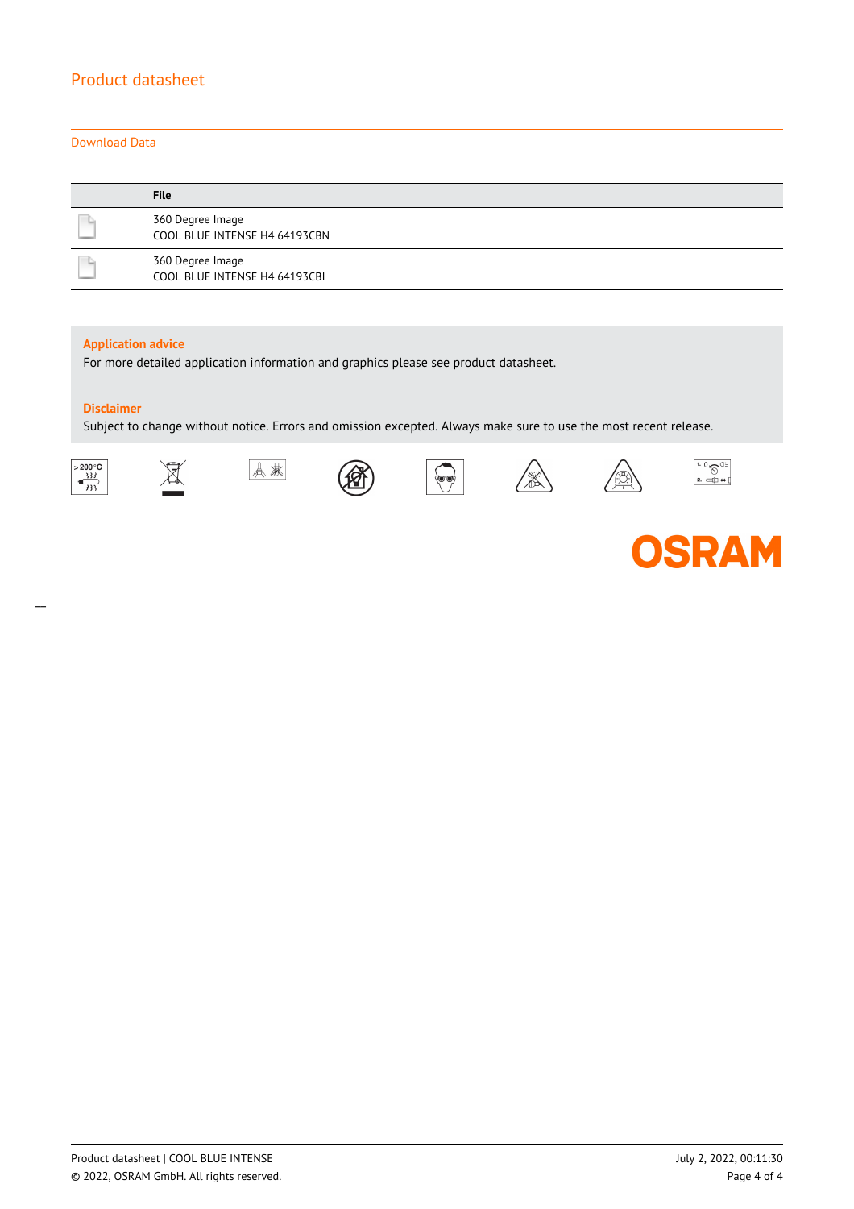## Download Data

| | File |
|---|---|
| | 360 Degree Image<br>COOL BLUE INTENSE H4 64193CBN |
| | 360 Degree Image<br>COOL BLUE INTENSE H4 64193CBI |

**Application advice**

For more detailed application information and graphics please see product datasheet.

**Disclaimer**

Subject to change without notice. Errors and omission excepted. Always make sure to use the most recent release.